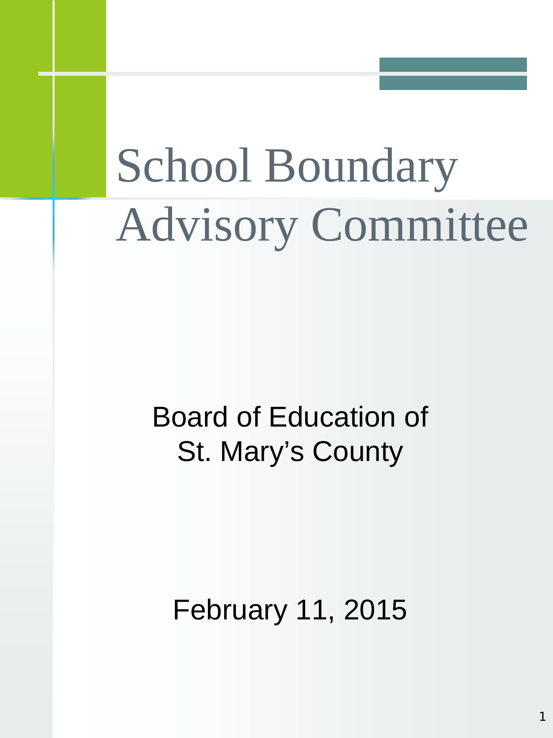# School Boundary Advisory Committee

Board of Education of
St. Mary's County

February 11, 2015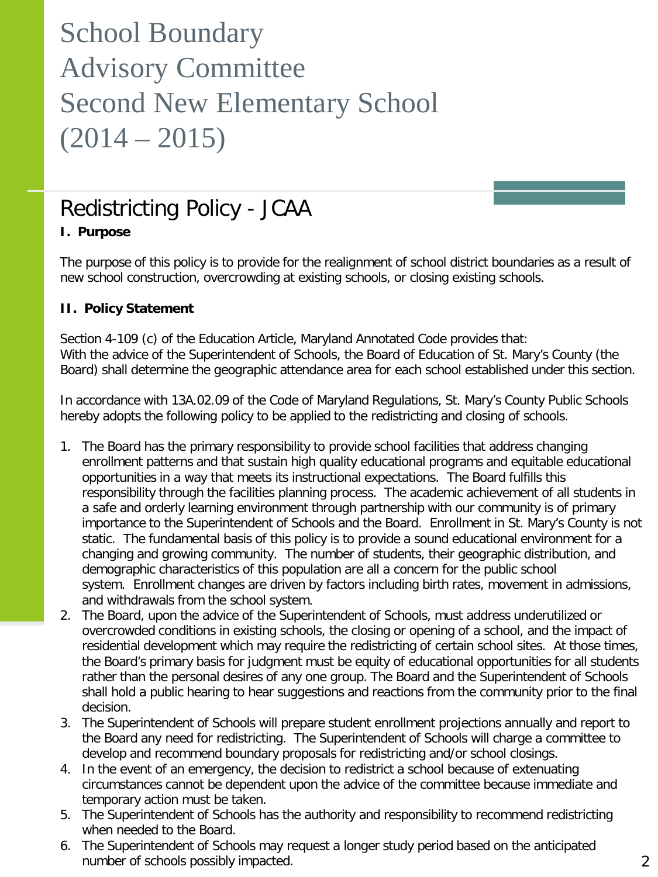# School Boundary Advisory Committee Second New Elementary School (2014 – 2015)

## Redistricting Policy - JCAA

**I. Purpose**

The purpose of this policy is to provide for the realignment of school district boundaries as a result of new school construction, overcrowding at existing schools, or closing existing schools.

**II. Policy Statement**

Section 4-109 (c) of the Education Article, Maryland Annotated Code provides that:
With the advice of the Superintendent of Schools, the Board of Education of St. Mary's County (the Board) shall determine the geographic attendance area for each school established under this section.

In accordance with 13A.02.09 of the Code of Maryland Regulations, St. Mary's County Public Schools hereby adopts the following policy to be applied to the redistricting and closing of schools.

1. The Board has the primary responsibility to provide school facilities that address changing enrollment patterns and that sustain high quality educational programs and equitable educational opportunities in a way that meets its instructional expectations. The Board fulfills this responsibility through the facilities planning process. The academic achievement of all students in a safe and orderly learning environment through partnership with our community is of primary importance to the Superintendent of Schools and the Board. Enrollment in St. Mary's County is not static. The fundamental basis of this policy is to provide a sound educational environment for a changing and growing community. The number of students, their geographic distribution, and demographic characteristics of this population are all a concern for the public school system. Enrollment changes are driven by factors including birth rates, movement in admissions, and withdrawals from the school system.
2. The Board, upon the advice of the Superintendent of Schools, must address underutilized or overcrowded conditions in existing schools, the closing or opening of a school, and the impact of residential development which may require the redistricting of certain school sites. At those times, the Board's primary basis for judgment must be equity of educational opportunities for all students rather than the personal desires of any one group. The Board and the Superintendent of Schools shall hold a public hearing to hear suggestions and reactions from the community prior to the final decision.
3. The Superintendent of Schools will prepare student enrollment projections annually and report to the Board any need for redistricting. The Superintendent of Schools will charge a committee to develop and recommend boundary proposals for redistricting and/or school closings.
4. In the event of an emergency, the decision to redistrict a school because of extenuating circumstances cannot be dependent upon the advice of the committee because immediate and temporary action must be taken.
5. The Superintendent of Schools has the authority and responsibility to recommend redistricting when needed to the Board.
6. The Superintendent of Schools may request a longer study period based on the anticipated number of schools possibly impacted.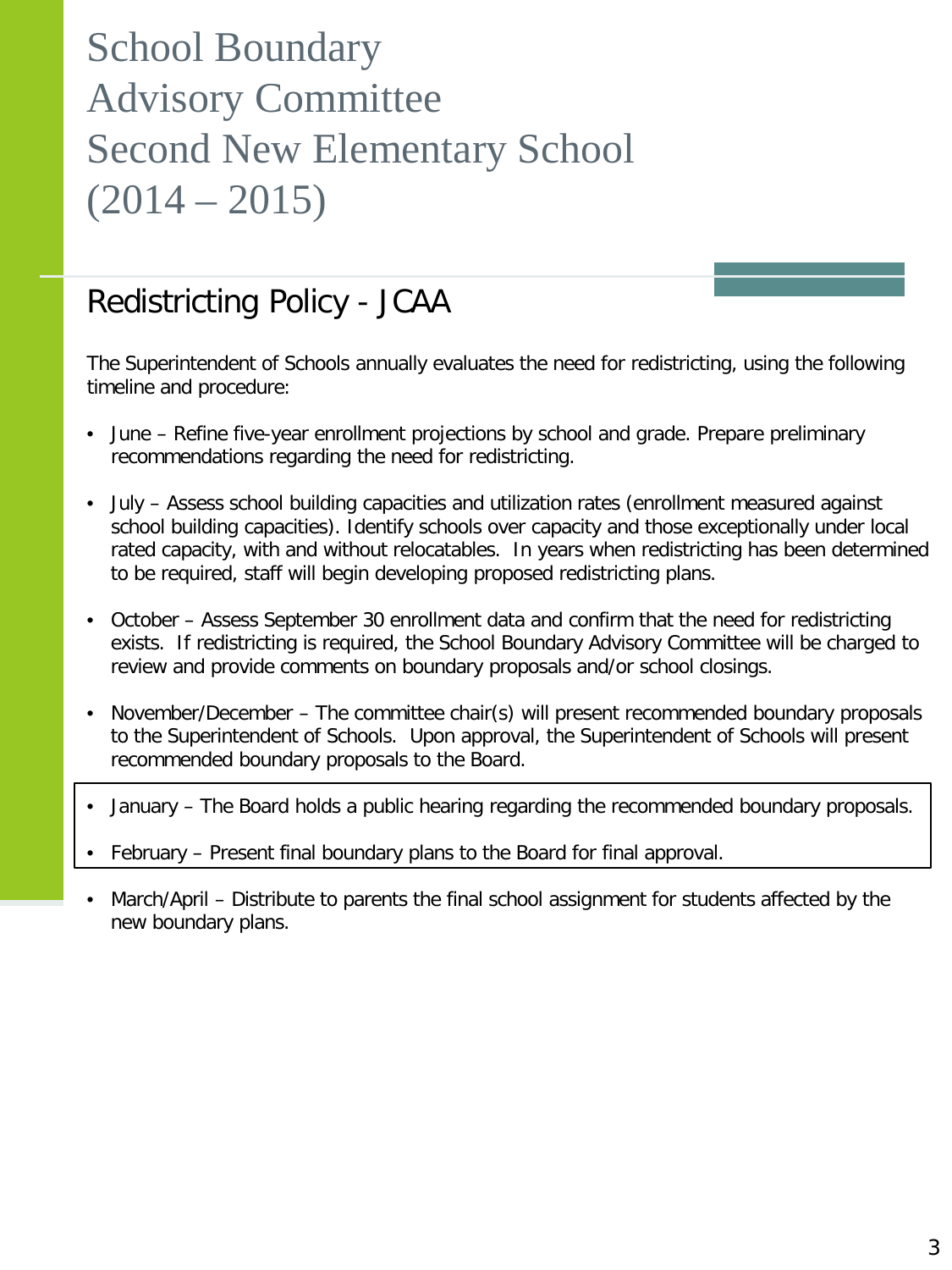# School Boundary Advisory Committee Second New Elementary School (2014 – 2015)

## Redistricting Policy - JCAA

The Superintendent of Schools annually evaluates the need for redistricting, using the following timeline and procedure:

- June – Refine five-year enrollment projections by school and grade. Prepare preliminary recommendations regarding the need for redistricting.
- July – Assess school building capacities and utilization rates (enrollment measured against school building capacities). Identify schools over capacity and those exceptionally under local rated capacity, with and without relocatables. In years when redistricting has been determined to be required, staff will begin developing proposed redistricting plans.
- October – Assess September 30 enrollment data and confirm that the need for redistricting exists. If redistricting is required, the School Boundary Advisory Committee will be charged to review and provide comments on boundary proposals and/or school closings.
- November/December – The committee chair(s) will present recommended boundary proposals to the Superintendent of Schools. Upon approval, the Superintendent of Schools will present recommended boundary proposals to the Board.
- January – The Board holds a public hearing regarding the recommended boundary proposals.
- February – Present final boundary plans to the Board for final approval.
- March/April – Distribute to parents the final school assignment for students affected by the new boundary plans.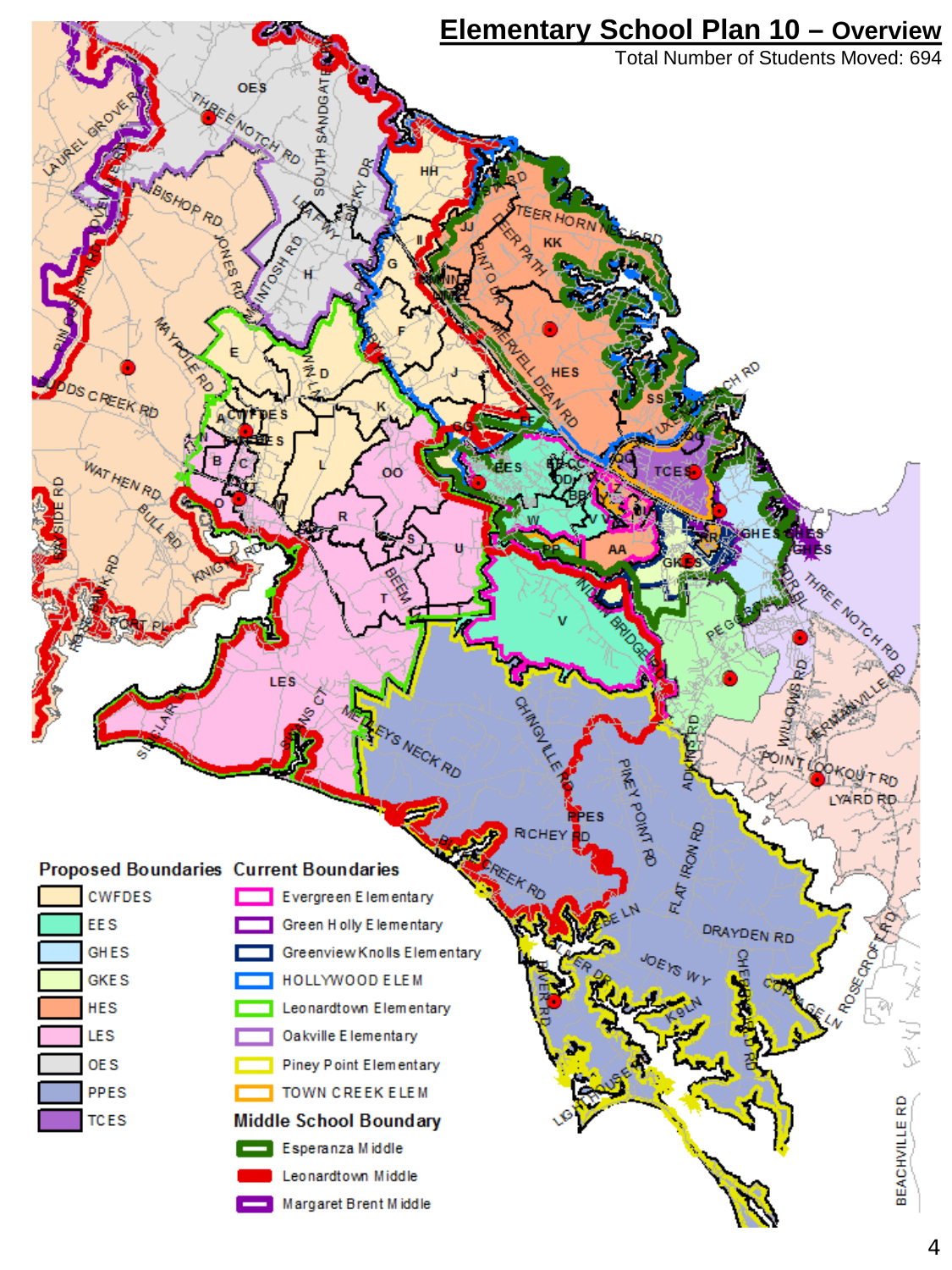# Elementary School Plan 10 – Overview

Total Number of Students Moved: 694

**Proposed Boundaries**

- CWFDES
- EES
- GHES
- GKES
- HES
- LES
- OES
- PPES
- TCES

**Current Boundaries**

- Evergreen Elementary
- Green Holly Elementary
- Greenview Knolls Elementary
- HOLLYWOOD ELEM
- Leonardtown Elementary
- Oakville Elementary
- Piney Point Elementary
- TOWN CREEK ELEM

**Middle School Boundary**

- Esperanza Middle
- Leonardtown Middle
- Margaret Brent Middle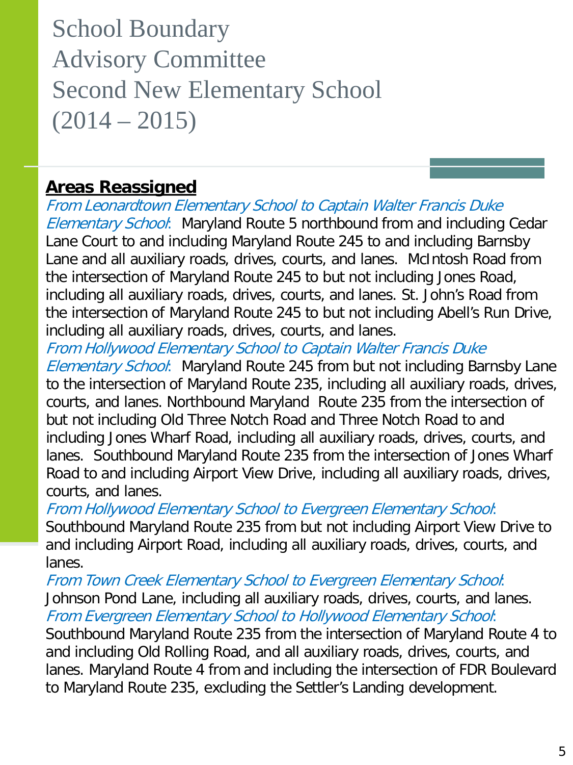# School Boundary Advisory Committee Second New Elementary School (2014 – 2015)

## **Areas Reassigned**

*From Leonardtown Elementary School to Captain Walter Francis Duke Elementary School*: Maryland Route 5 northbound from and including Cedar Lane Court to and including Maryland Route 245 to and including Barnsby Lane and all auxiliary roads, drives, courts, and lanes. McIntosh Road from the intersection of Maryland Route 245 to but not including Jones Road, including all auxiliary roads, drives, courts, and lanes. St. John's Road from the intersection of Maryland Route 245 to but not including Abell's Run Drive, including all auxiliary roads, drives, courts, and lanes.

*From Hollywood Elementary School to Captain Walter Francis Duke Elementary School*: Maryland Route 245 from but not including Barnsby Lane to the intersection of Maryland Route 235, including all auxiliary roads, drives, courts, and lanes. Northbound Maryland Route 235 from the intersection of but not including Old Three Notch Road and Three Notch Road to and including Jones Wharf Road, including all auxiliary roads, drives, courts, and lanes. Southbound Maryland Route 235 from the intersection of Jones Wharf Road to and including Airport View Drive, including all auxiliary roads, drives, courts, and lanes.

*From Hollywood Elementary School to Evergreen Elementary School*: Southbound Maryland Route 235 from but not including Airport View Drive to and including Airport Road, including all auxiliary roads, drives, courts, and lanes.

*From Town Creek Elementary School to Evergreen Elementary School*: Johnson Pond Lane, including all auxiliary roads, drives, courts, and lanes.

*From Evergreen Elementary School to Hollywood Elementary School*: Southbound Maryland Route 235 from the intersection of Maryland Route 4 to and including Old Rolling Road, and all auxiliary roads, drives, courts, and lanes. Maryland Route 4 from and including the intersection of FDR Boulevard to Maryland Route 235, excluding the Settler's Landing development.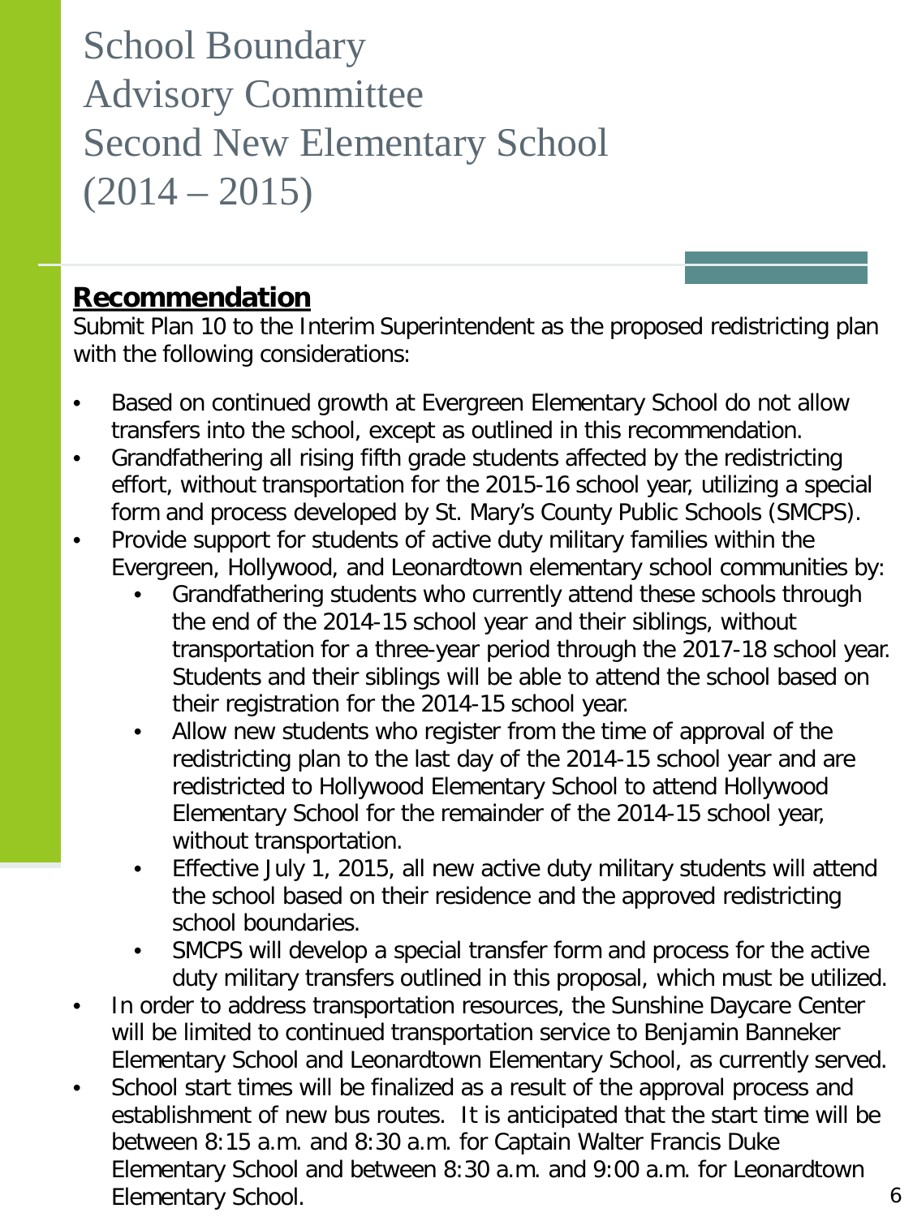# School Boundary Advisory Committee Second New Elementary School (2014 – 2015)

## Recommendation

Submit Plan 10 to the Interim Superintendent as the proposed redistricting plan with the following considerations:

- Based on continued growth at Evergreen Elementary School do not allow transfers into the school, except as outlined in this recommendation.
- Grandfathering all rising fifth grade students affected by the redistricting effort, without transportation for the 2015-16 school year, utilizing a special form and process developed by St. Mary's County Public Schools (SMCPS).
- Provide support for students of active duty military families within the Evergreen, Hollywood, and Leonardtown elementary school communities by:
  - Grandfathering students who currently attend these schools through the end of the 2014-15 school year and their siblings, without transportation for a three-year period through the 2017-18 school year. Students and their siblings will be able to attend the school based on their registration for the 2014-15 school year.
  - Allow new students who register from the time of approval of the redistricting plan to the last day of the 2014-15 school year and are redistricted to Hollywood Elementary School to attend Hollywood Elementary School for the remainder of the 2014-15 school year, without transportation.
  - Effective July 1, 2015, all new active duty military students will attend the school based on their residence and the approved redistricting school boundaries.
  - SMCPS will develop a special transfer form and process for the active duty military transfers outlined in this proposal, which must be utilized.
- In order to address transportation resources, the Sunshine Daycare Center will be limited to continued transportation service to Benjamin Banneker Elementary School and Leonardtown Elementary School, as currently served.
- School start times will be finalized as a result of the approval process and establishment of new bus routes. It is anticipated that the start time will be between 8:15 a.m. and 8:30 a.m. for Captain Walter Francis Duke Elementary School and between 8:30 a.m. and 9:00 a.m. for Leonardtown Elementary School.